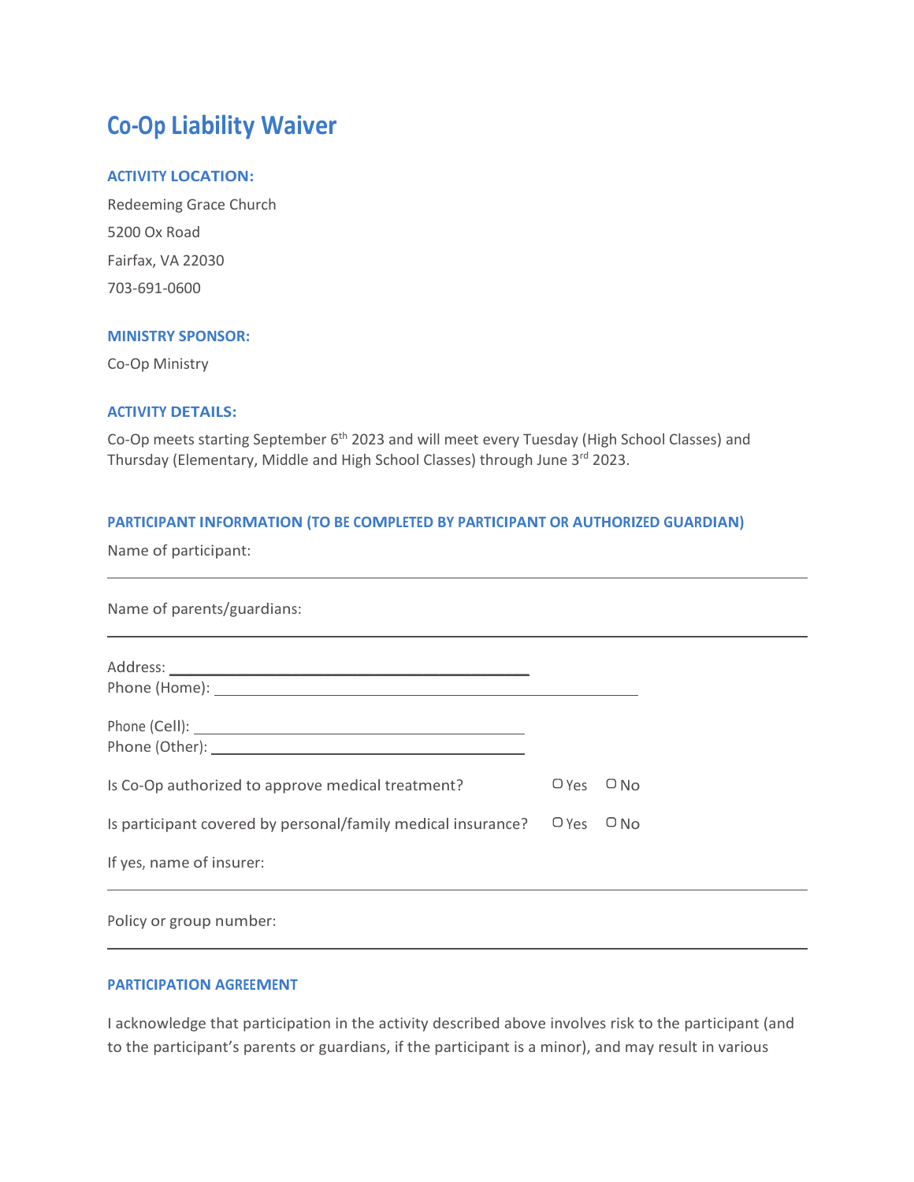# Co-Op Liability Waiver

### ACTIVITY LOCATION:

Redeeming Grace Church

5200 Ox Road

Fairfax, VA 22030

703-691-0600

### MINISTRY SPONSOR:

Co-Op Ministry

### ACTIVITY DETAILS:

Co-Op meets starting September 6th 2023 and will meet every Tuesday (High School Classes) and Thursday (Elementary, Middle and High School Classes) through June 3rd 2023.

### PARTICIPANT INFORMATION (TO BE COMPLETED BY PARTICIPANT OR AUTHORIZED GUARDIAN)

Name of participant:

______________________________________________________________________

Name of parents/guardians:

______________________________________________________________________

Address: ____________________________________

Phone (Home): ____________________________________________

Phone (Cell): ____________________________________

Phone (Other): ____________________________________

Is Co-Op authorized to approve medical treatment? ○ Yes ○ No

Is participant covered by personal/family medical insurance? ○ Yes ○ No

If yes, name of insurer:

______________________________________________________________________

Policy or group number:

______________________________________________________________________

### PARTICIPATION AGREEMENT

I acknowledge that participation in the activity described above involves risk to the participant (and to the participant's parents or guardians, if the participant is a minor), and may result in various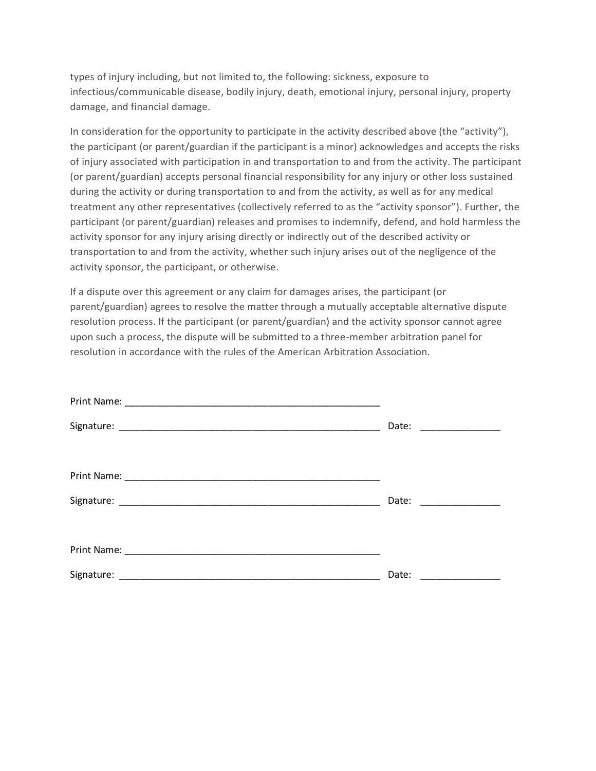types of injury including, but not limited to, the following: sickness, exposure to infectious/communicable disease, bodily injury, death, emotional injury, personal injury, property damage, and financial damage.

In consideration for the opportunity to participate in the activity described above (the "activity"), the participant (or parent/guardian if the participant is a minor) acknowledges and accepts the risks of injury associated with participation in and transportation to and from the activity. The participant (or parent/guardian) accepts personal financial responsibility for any injury or other loss sustained during the activity or during transportation to and from the activity, as well as for any medical treatment any other representatives (collectively referred to as the "activity sponsor"). Further, the participant (or parent/guardian) releases and promises to indemnify, defend, and hold harmless the activity sponsor for any injury arising directly or indirectly out of the described activity or transportation to and from the activity, whether such injury arises out of the negligence of the activity sponsor, the participant, or otherwise.

If a dispute over this agreement or any claim for damages arises, the participant (or parent/guardian) agrees to resolve the matter through a mutually acceptable alternative dispute resolution process. If the participant (or parent/guardian) and the activity sponsor cannot agree upon such a process, the dispute will be submitted to a three-member arbitration panel for resolution in accordance with the rules of the American Arbitration Association.

Print Name: ___________________________________________

Signature: ____________________________________________ Date: ______________

Print Name: ___________________________________________

Signature: ____________________________________________ Date: ______________

Print Name: ___________________________________________

Signature: ____________________________________________ Date: ______________